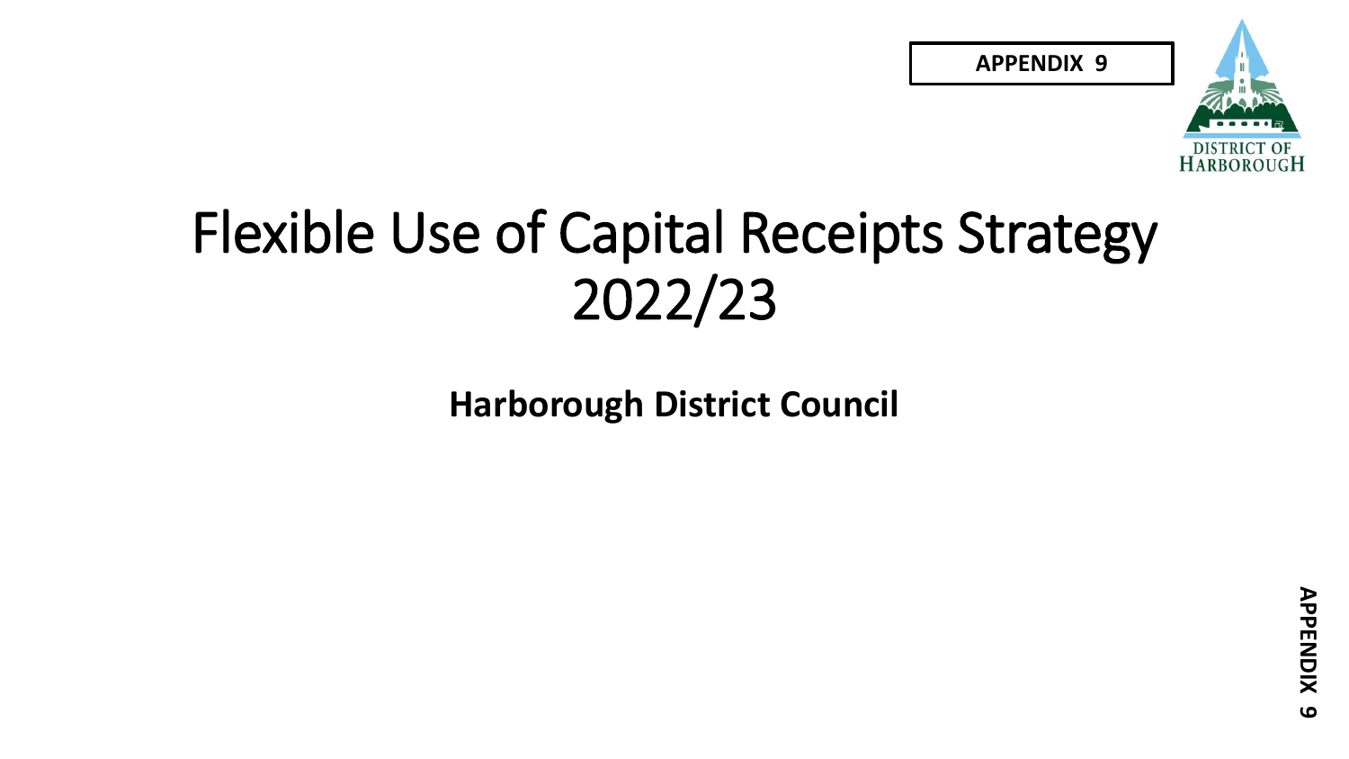**APPENDIX 9**

DISTRICT OF HARBOROUGH

# Flexible Use of Capital Receipts Strategy 2022/23

**Harborough District Council**

**APPENDIX 9**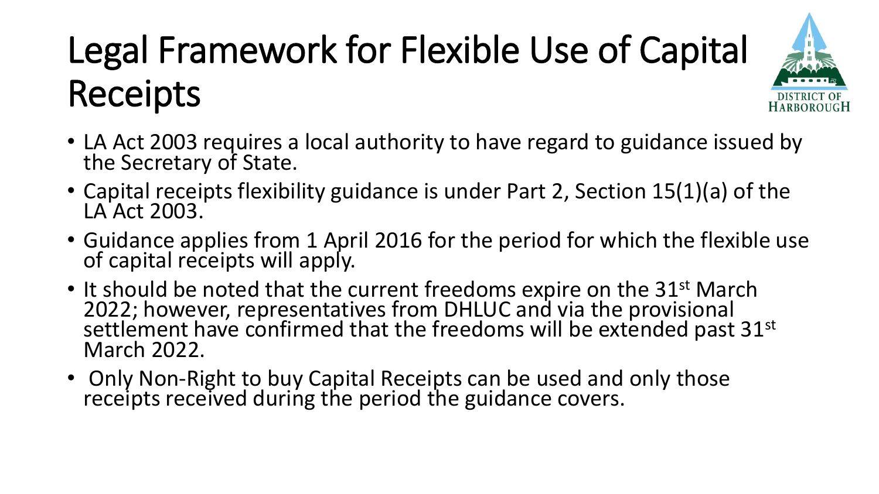# Legal Framework for Flexible Use of Capital Receipts

- LA Act 2003 requires a local authority to have regard to guidance issued by the Secretary of State.
- Capital receipts flexibility guidance is under Part 2, Section 15(1)(a) of the LA Act 2003.
- Guidance applies from 1 April 2016 for the period for which the flexible use of capital receipts will apply.
- It should be noted that the current freedoms expire on the 31st March 2022; however, representatives from DHLUC and via the provisional settlement have confirmed that the freedoms will be extended past 31st March 2022.
- Only Non-Right to buy Capital Receipts can be used and only those receipts received during the period the guidance covers.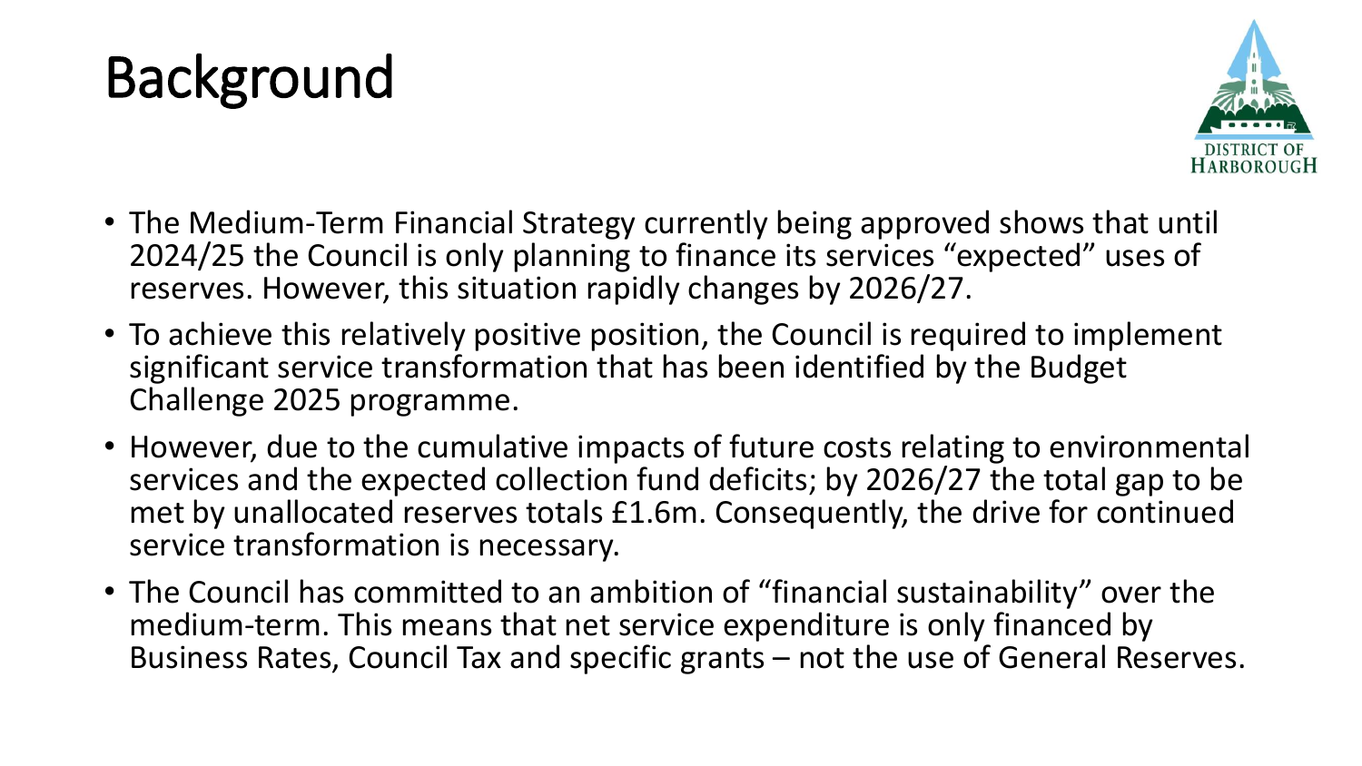# Background

- The Medium-Term Financial Strategy currently being approved shows that until 2024/25 the Council is only planning to finance its services “expected” uses of reserves. However, this situation rapidly changes by 2026/27.
- To achieve this relatively positive position, the Council is required to implement significant service transformation that has been identified by the Budget Challenge 2025 programme.
- However, due to the cumulative impacts of future costs relating to environmental services and the expected collection fund deficits; by 2026/27 the total gap to be met by unallocated reserves totals £1.6m. Consequently, the drive for continued service transformation is necessary.
- The Council has committed to an ambition of “financial sustainability” over the medium-term. This means that net service expenditure is only financed by Business Rates, Council Tax and specific grants – not the use of General Reserves.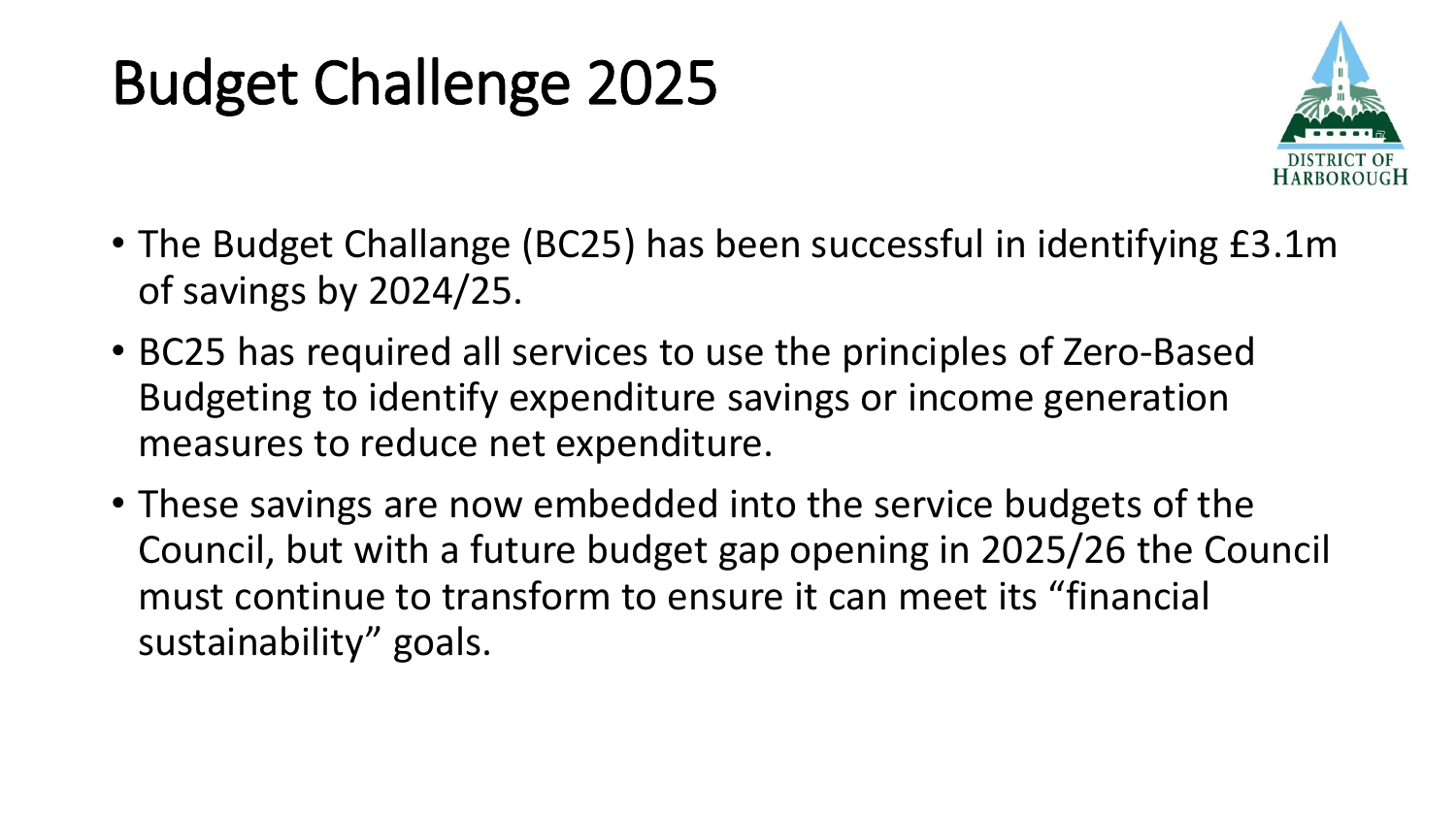# Budget Challenge 2025

- The Budget Challange (BC25) has been successful in identifying £3.1m of savings by 2024/25.
- BC25 has required all services to use the principles of Zero-Based Budgeting to identify expenditure savings or income generation measures to reduce net expenditure.
- These savings are now embedded into the service budgets of the Council, but with a future budget gap opening in 2025/26 the Council must continue to transform to ensure it can meet its "financial sustainability" goals.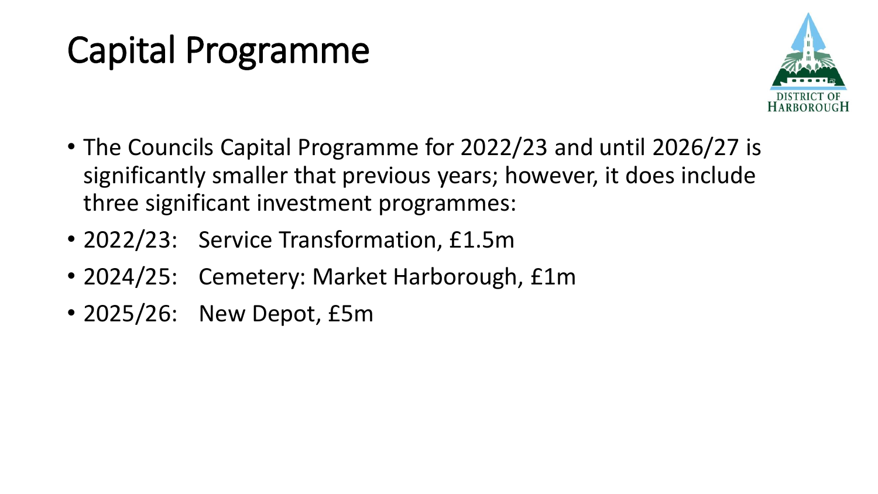# Capital Programme

- The Councils Capital Programme for 2022/23 and until 2026/27 is significantly smaller that previous years; however, it does include three significant investment programmes:
- 2022/23: Service Transformation, £1.5m
- 2024/25: Cemetery: Market Harborough, £1m
- 2025/26: New Depot, £5m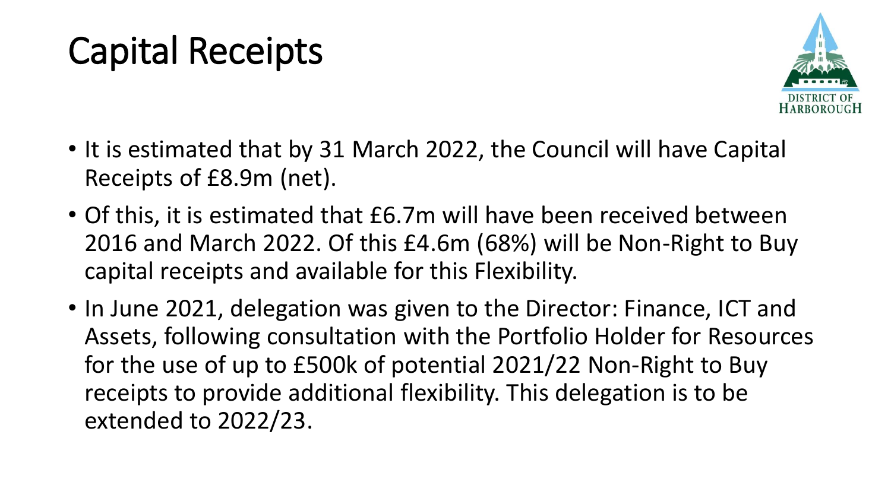# Capital Receipts

- It is estimated that by 31 March 2022, the Council will have Capital Receipts of £8.9m (net).
- Of this, it is estimated that £6.7m will have been received between 2016 and March 2022. Of this £4.6m (68%) will be Non-Right to Buy capital receipts and available for this Flexibility.
- In June 2021, delegation was given to the Director: Finance, ICT and Assets, following consultation with the Portfolio Holder for Resources for the use of up to £500k of potential 2021/22 Non-Right to Buy receipts to provide additional flexibility. This delegation is to be extended to 2022/23.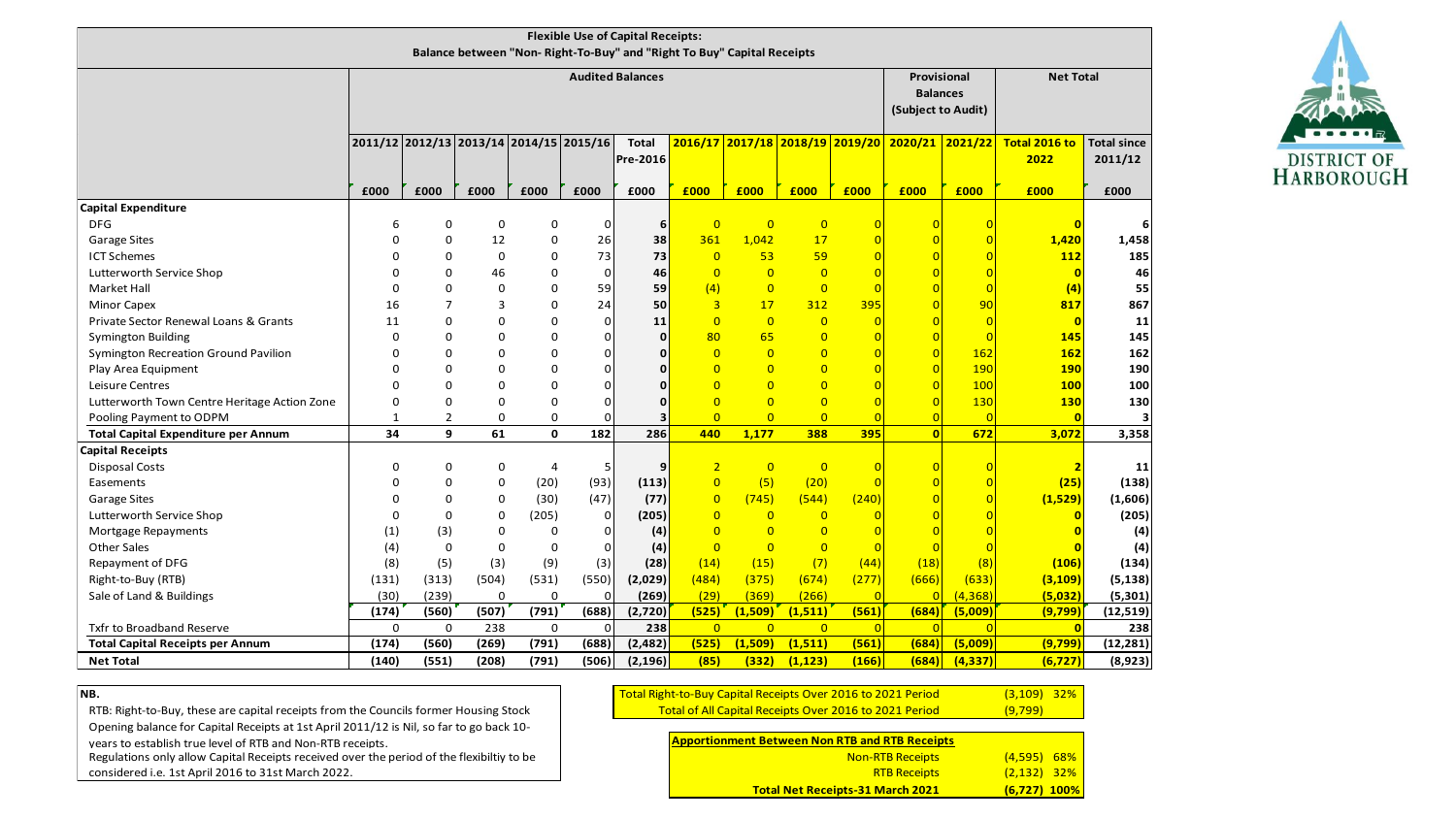**Flexible Use of Capital Receipts:**
**Balance between "Non- Right-To-Buy" and "Right To Buy" Capital Receipts**

DISTRICT OF HARBOROUGH

| | Audited Balances | | | | | | | | | | Provisional Balances (Subject to Audit) | | Net Total | |
|---|---|---|---|---|---|---|---|---|---|---|---|---|---|---|
| | 2011/12 | 2012/13 | 2013/14 | 2014/15 | 2015/16 | Total Pre-2016 | 2016/17 | 2017/18 | 2018/19 | 2019/20 | 2020/21 | 2021/22 | Total 2016 to 2022 | Total since 2011/12 |
| | £000 | £000 | £000 | £000 | £000 | £000 | £000 | £000 | £000 | £000 | £000 | £000 | £000 | £000 |
| **Capital Expenditure** | | | | | | | | | | | | | | |
| DFG | 6 | 0 | 0 | 0 | 0 | 6 | 0 | 0 | 0 | 0 | 0 | 0 | 0 | 6 |
| Garage Sites | 0 | 0 | 12 | 0 | 26 | 38 | 361 | 1,042 | 17 | 0 | 0 | 0 | 1,420 | 1,458 |
| ICT Schemes | 0 | 0 | 0 | 0 | 73 | 73 | 0 | 53 | 59 | 0 | 0 | 0 | 112 | 185 |
| Lutterworth Service Shop | 0 | 0 | 46 | 0 | 0 | 46 | 0 | 0 | 0 | 0 | 0 | 0 | 0 | 46 |
| Market Hall | 0 | 0 | 0 | 0 | 59 | 59 | (4) | 0 | 0 | 0 | 0 | 0 | (4) | 55 |
| Minor Capex | 16 | 7 | 3 | 0 | 24 | 50 | 3 | 17 | 312 | 395 | 0 | 90 | 817 | 867 |
| Private Sector Renewal Loans & Grants | 11 | 0 | 0 | 0 | 0 | 11 | 0 | 0 | 0 | 0 | 0 | 0 | 0 | 11 |
| Symington Building | 0 | 0 | 0 | 0 | 0 | 0 | 80 | 65 | 0 | 0 | 0 | 0 | 145 | 145 |
| Symington Recreation Ground Pavilion | 0 | 0 | 0 | 0 | 0 | 0 | 0 | 0 | 0 | 0 | 0 | 162 | 162 | 162 |
| Play Area Equipment | 0 | 0 | 0 | 0 | 0 | 0 | 0 | 0 | 0 | 0 | 0 | 190 | 190 | 190 |
| Leisure Centres | 0 | 0 | 0 | 0 | 0 | 0 | 0 | 0 | 0 | 0 | 0 | 100 | 100 | 100 |
| Lutterworth Town Centre Heritage Action Zone | 0 | 0 | 0 | 0 | 0 | 0 | 0 | 0 | 0 | 0 | 0 | 130 | 130 | 130 |
| Pooling Payment to ODPM | 1 | 2 | 0 | 0 | 0 | 3 | 0 | 0 | 0 | 0 | 0 | 0 | 0 | 3 |
| **Total Capital Expenditure per Annum** | **34** | **9** | **61** | **0** | **182** | **286** | **440** | **1,177** | **388** | **395** | **0** | **672** | **3,072** | **3,358** |
| **Capital Receipts** | | | | | | | | | | | | | | |
| Disposal Costs | 0 | 0 | 0 | 4 | 5 | 9 | 2 | 0 | 0 | 0 | 0 | 0 | 2 | 11 |
| Easements | 0 | 0 | 0 | (20) | (93) | (113) | 0 | (5) | (20) | 0 | 0 | 0 | (25) | (138) |
| Garage Sites | 0 | 0 | 0 | (30) | (47) | (77) | 0 | (745) | (544) | (240) | 0 | 0 | (1,529) | (1,606) |
| Lutterworth Service Shop | 0 | 0 | 0 | (205) | 0 | (205) | 0 | 0 | 0 | 0 | 0 | 0 | 0 | (205) |
| Mortgage Repayments | (1) | (3) | 0 | 0 | 0 | (4) | 0 | 0 | 0 | 0 | 0 | 0 | 0 | (4) |
| Other Sales | (4) | 0 | 0 | 0 | 0 | (4) | 0 | 0 | 0 | 0 | 0 | 0 | 0 | (4) |
| Repayment of DFG | (8) | (5) | (3) | (9) | (3) | (28) | (14) | (15) | (7) | (44) | (18) | (8) | (106) | (134) |
| Right-to-Buy (RTB) | (131) | (313) | (504) | (531) | (550) | (2,029) | (484) | (375) | (674) | (277) | (666) | (633) | (3,109) | (5,138) |
| Sale of Land & Buildings | (30) | (239) | 0 | 0 | 0 | (269) | (29) | (369) | (266) | 0 | 0 | (4,368) | (5,032) | (5,301) |
| | **(174)** | **(560)** | **(507)** | **(791)** | **(688)** | **(2,720)** | **(525)** | **(1,509)** | **(1,511)** | **(561)** | **(684)** | **(5,009)** | **(9,799)** | **(12,519)** |
| Txfr to Broadband Reserve | 0 | 0 | 238 | 0 | 0 | 238 | 0 | 0 | 0 | 0 | 0 | 0 | 0 | 238 |
| **Total Capital Receipts per Annum** | **(174)** | **(560)** | **(269)** | **(791)** | **(688)** | **(2,482)** | **(525)** | **(1,509)** | **(1,511)** | **(561)** | **(684)** | **(5,009)** | **(9,799)** | **(12,281)** |
| **Net Total** | **(140)** | **(551)** | **(208)** | **(791)** | **(506)** | **(2,196)** | **(85)** | **(332)** | **(1,123)** | **(166)** | **(684)** | **(4,337)** | **(6,727)** | **(8,923)** |

**NB.**

RTB: Right-to-Buy, these are capital receipts from the Councils former Housing Stock

Opening balance for Capital Receipts at 1st April 2011/12 is Nil, so far to go back 10-years to establish true level of RTB and Non-RTB receipts.

Regulations only allow Capital Receipts received over the period of the flexibiltiy to be considered i.e. 1st April 2016 to 31st March 2022.

| | | |
|---|---|---|
| Total Right-to-Buy Capital Receipts Over 2016 to 2021 Period | (3,109) | 32% |
| Total of All Capital Receipts Over 2016 to 2021 Period | (9,799) | |

| **Apportionment Between Non RTB and RTB Receipts** | | |
|---|---|---|
| Non-RTB Receipts | (4,595) | 68% |
| RTB Receipts | (2,132) | 32% |
| **Total Net Receipts-31 March 2021** | **(6,727)** | **100%** |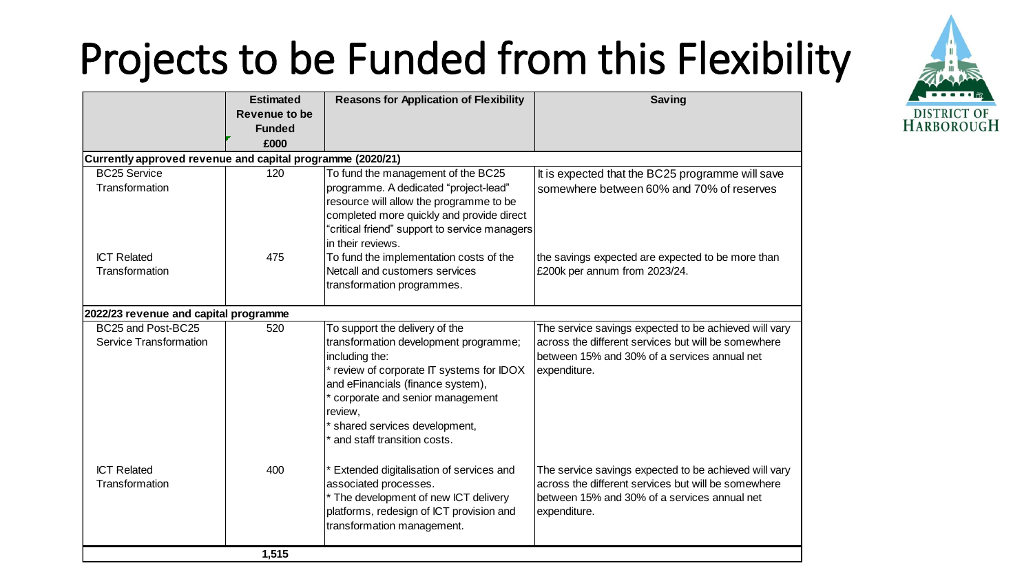# Projects to be Funded from this Flexibility

| | Estimated Revenue to be Funded £000 | Reasons for Application of Flexibility | Saving |
|---|---|---|---|
| **Currently approved revenue and capital programme (2020/21)** | | | |
| BC25 Service Transformation | 120 | To fund the management of the BC25 programme. A dedicated "project-lead" resource will allow the programme to be completed more quickly and provide direct "critical friend" support to service managers in their reviews. | It is expected that the BC25 programme will save somewhere between 60% and 70% of reserves |
| ICT Related Transformation | 475 | To fund the implementation costs of the Netcall and customers services transformation programmes. | the savings expected are expected to be more than £200k per annum from 2023/24. |
| **2022/23 revenue and capital programme** | | | |
| BC25 and Post-BC25 Service Transformation | 520 | To support the delivery of the transformation development programme; including the:<br>* review of corporate IT systems for IDOX and eFinancials (finance system),<br>* corporate and senior management review,<br>* shared services development,<br>* and staff transition costs. | The service savings expected to be achieved will vary across the different services but will be somewhere between 15% and 30% of a services annual net expenditure. |
| ICT Related Transformation | 400 | * Extended digitalisation of services and associated processes.<br>* The development of new ICT delivery platforms, redesign of ICT provision and transformation management. | The service savings expected to be achieved will vary across the different services but will be somewhere between 15% and 30% of a services annual net expenditure. |
| | 1,515 | | |